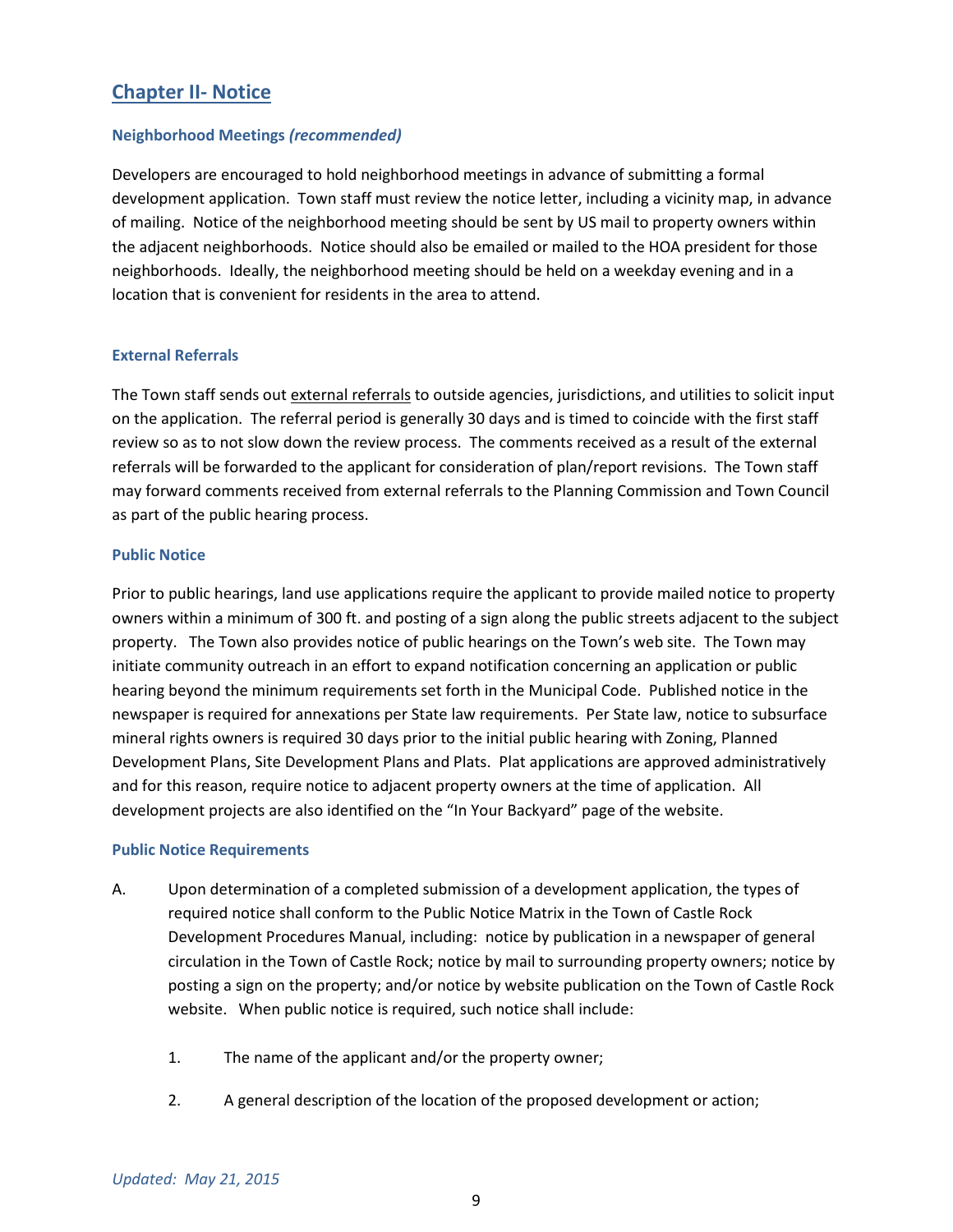## Chapter II- Notice

### Neighborhood Meetings *(recommended)*

Developers are encouraged to hold neighborhood meetings in advance of submitting a formal development application. Town staff must review the notice letter, including a vicinity map, in advance of mailing. Notice of the neighborhood meeting should be sent by US mail to property owners within the adjacent neighborhoods. Notice should also be emailed or mailed to the HOA president for those neighborhoods. Ideally, the neighborhood meeting should be held on a weekday evening and in a location that is convenient for residents in the area to attend.

### External Referrals

The Town staff sends out external referrals to outside agencies, jurisdictions, and utilities to solicit input on the application. The referral period is generally 30 days and is timed to coincide with the first staff review so as to not slow down the review process. The comments received as a result of the external referrals will be forwarded to the applicant for consideration of plan/report revisions. The Town staff may forward comments received from external referrals to the Planning Commission and Town Council as part of the public hearing process.

### Public Notice

Prior to public hearings, land use applications require the applicant to provide mailed notice to property owners within a minimum of 300 ft. and posting of a sign along the public streets adjacent to the subject property. The Town also provides notice of public hearings on the Town's web site. The Town may initiate community outreach in an effort to expand notification concerning an application or public hearing beyond the minimum requirements set forth in the Municipal Code. Published notice in the newspaper is required for annexations per State law requirements. Per State law, notice to subsurface mineral rights owners is required 30 days prior to the initial public hearing with Zoning, Planned Development Plans, Site Development Plans and Plats. Plat applications are approved administratively and for this reason, require notice to adjacent property owners at the time of application. All development projects are also identified on the "In Your Backyard" page of the website.

### Public Notice Requirements

A. Upon determination of a completed submission of a development application, the types of required notice shall conform to the Public Notice Matrix in the Town of Castle Rock Development Procedures Manual, including: notice by publication in a newspaper of general circulation in the Town of Castle Rock; notice by mail to surrounding property owners; notice by posting a sign on the property; and/or notice by website publication on the Town of Castle Rock website. When public notice is required, such notice shall include:

   1. The name of the applicant and/or the property owner;

   2. A general description of the location of the proposed development or action;

*Updated: May 21, 2015*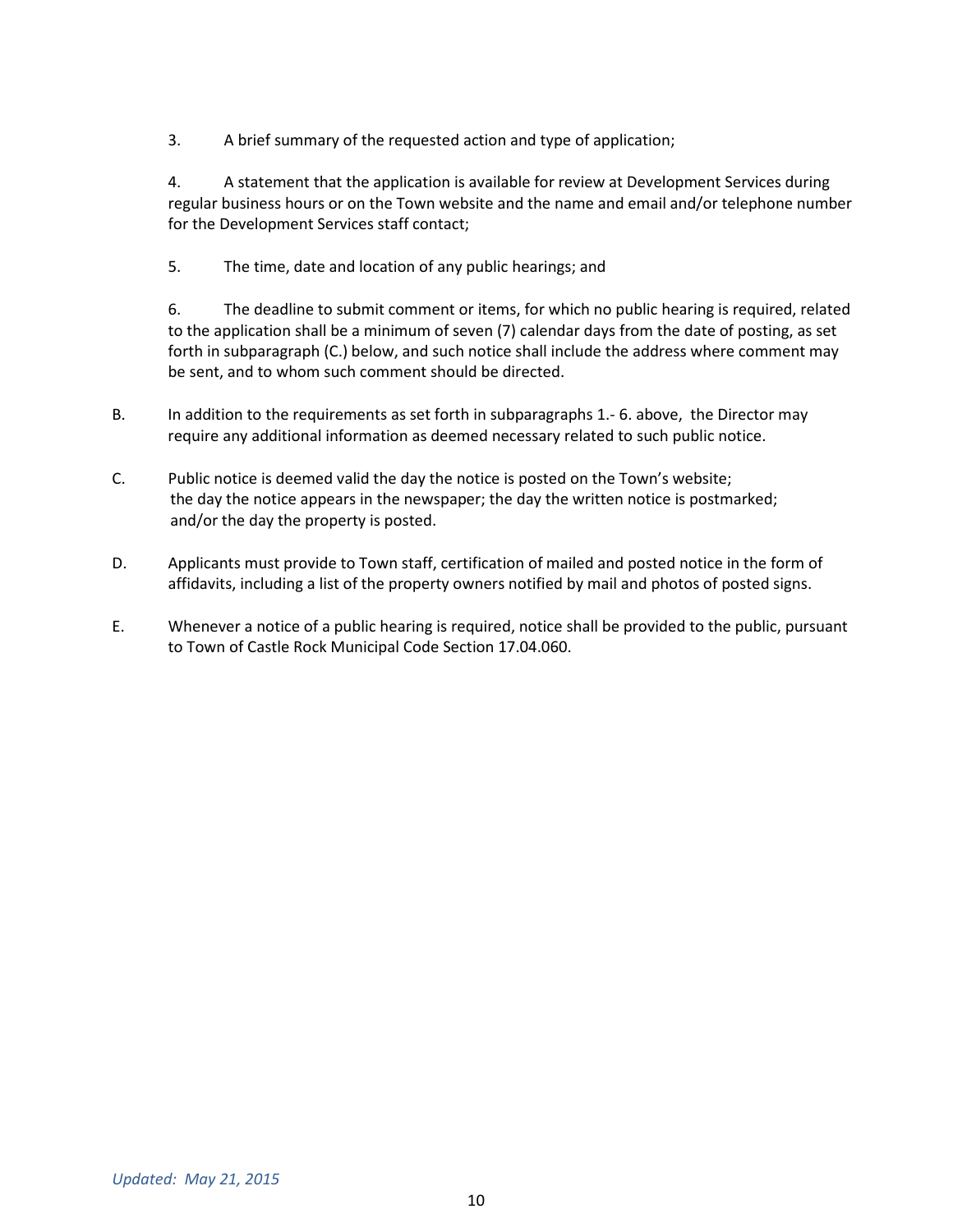3. A brief summary of the requested action and type of application;

4. A statement that the application is available for review at Development Services during regular business hours or on the Town website and the name and email and/or telephone number for the Development Services staff contact;

5. The time, date and location of any public hearings; and

6. The deadline to submit comment or items, for which no public hearing is required, related to the application shall be a minimum of seven (7) calendar days from the date of posting, as set forth in subparagraph (C.) below, and such notice shall include the address where comment may be sent, and to whom such comment should be directed.

B. In addition to the requirements as set forth in subparagraphs 1.- 6. above, the Director may require any additional information as deemed necessary related to such public notice.

C. Public notice is deemed valid the day the notice is posted on the Town's website; the day the notice appears in the newspaper; the day the written notice is postmarked; and/or the day the property is posted.

D. Applicants must provide to Town staff, certification of mailed and posted notice in the form of affidavits, including a list of the property owners notified by mail and photos of posted signs.

E. Whenever a notice of a public hearing is required, notice shall be provided to the public, pursuant to Town of Castle Rock Municipal Code Section 17.04.060.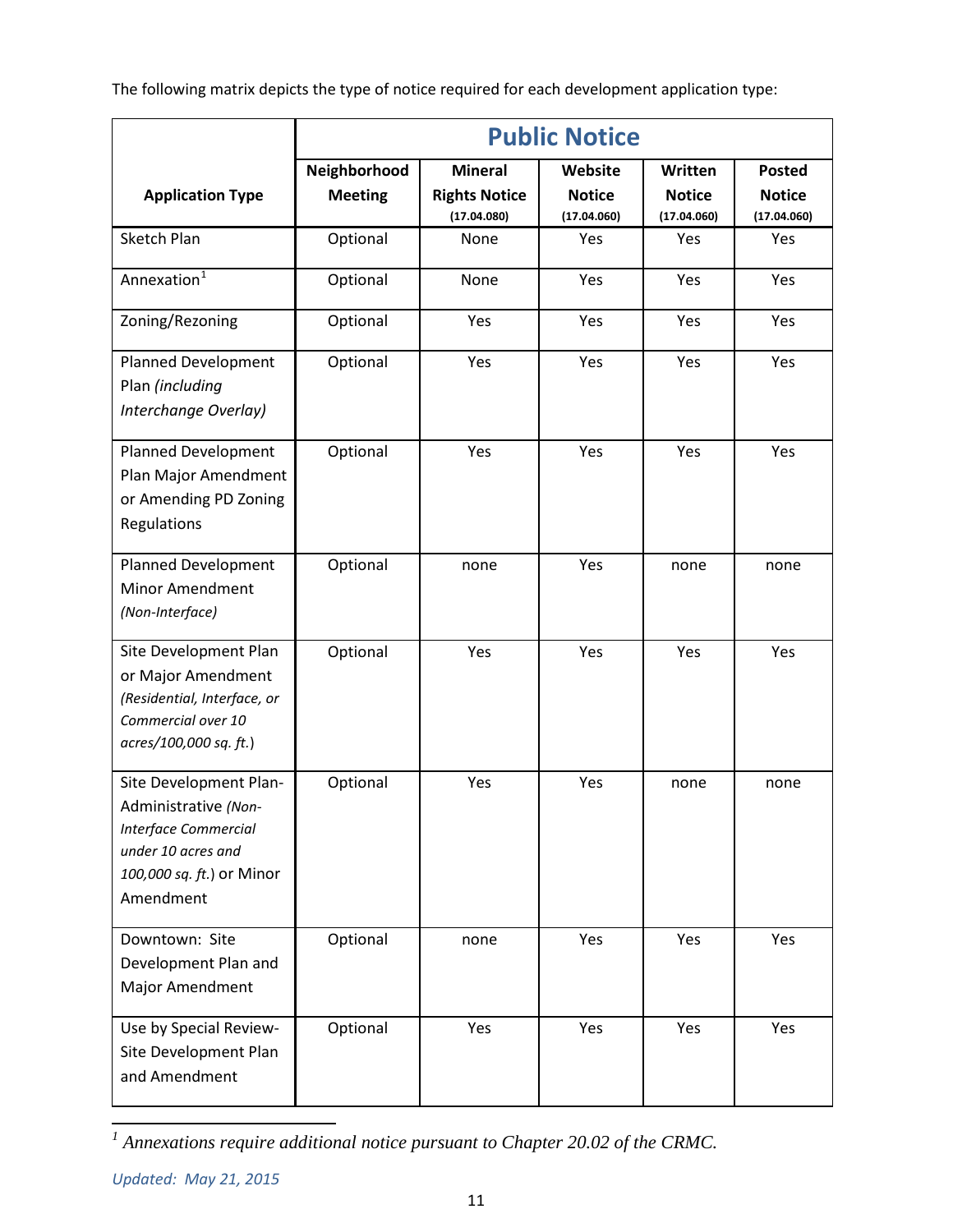The following matrix depicts the type of notice required for each development application type:

| Application Type | Public Notice | | | | |
|---|---|---|---|---|---|
| | Neighborhood Meeting | Mineral Rights Notice (17.04.080) | Website Notice (17.04.060) | Written Notice (17.04.060) | Posted Notice (17.04.060) |
| Sketch Plan | Optional | None | Yes | Yes | Yes |
| Annexation[1] | Optional | None | Yes | Yes | Yes |
| Zoning/Rezoning | Optional | Yes | Yes | Yes | Yes |
| Planned Development Plan *(including Interchange Overlay)* | Optional | Yes | Yes | Yes | Yes |
| Planned Development Plan Major Amendment or Amending PD Zoning Regulations | Optional | Yes | Yes | Yes | Yes |
| Planned Development Minor Amendment *(Non-Interface)* | Optional | none | Yes | none | none |
| Site Development Plan or Major Amendment *(Residential, Interface, or Commercial over 10 acres/100,000 sq. ft.)* | Optional | Yes | Yes | Yes | Yes |
| Site Development Plan-Administrative *(Non-Interface Commercial under 10 acres and 100,000 sq. ft.)* or Minor Amendment | Optional | Yes | Yes | none | none |
| Downtown: Site Development Plan and Major Amendment | Optional | none | Yes | Yes | Yes |
| Use by Special Review-Site Development Plan and Amendment | Optional | Yes | Yes | Yes | Yes |

[1] *Annexations require additional notice pursuant to Chapter 20.02 of the CRMC.*

*Updated: May 21, 2015*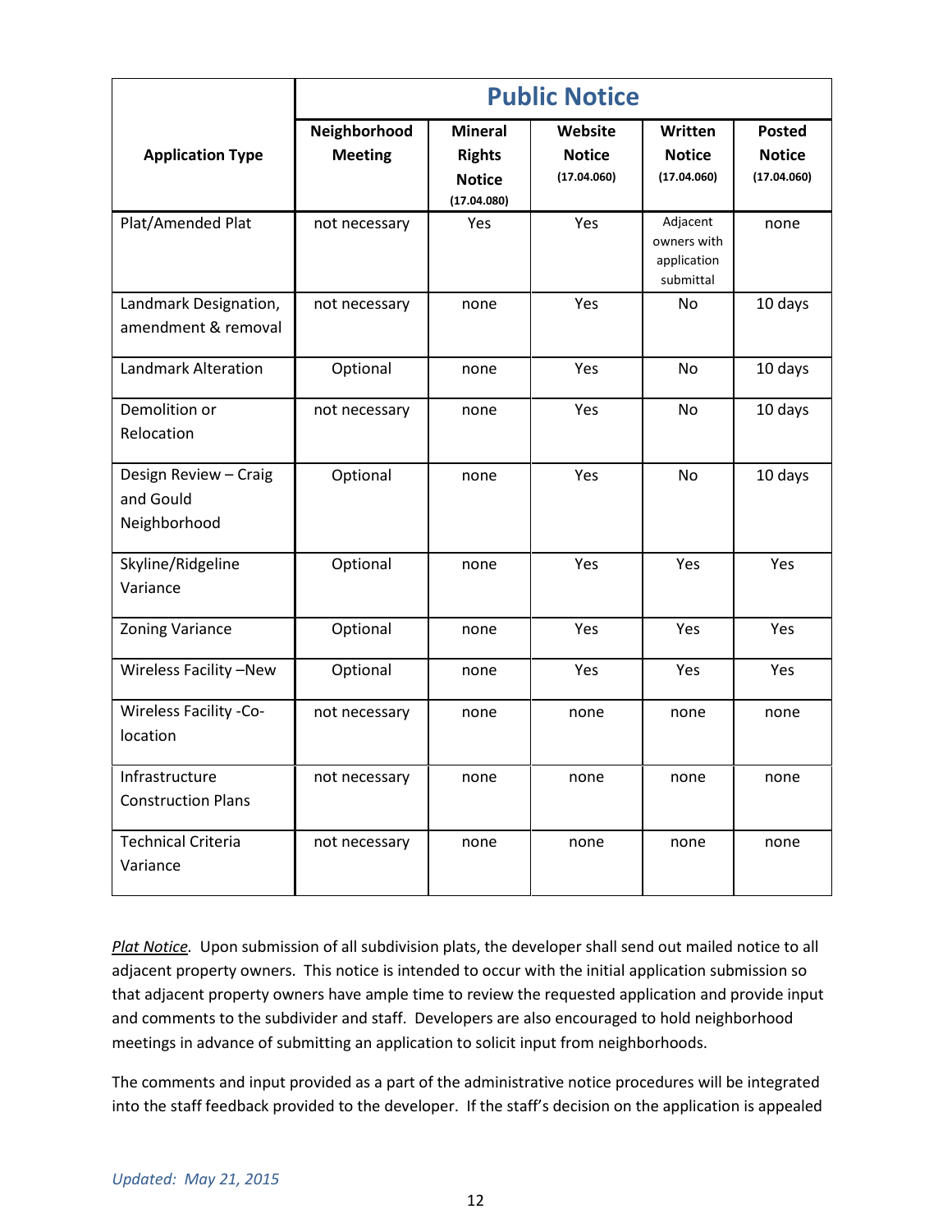| Application Type | Public Notice | | | | |
|---|---|---|---|---|---|
| | Neighborhood Meeting | Mineral Rights Notice (17.04.080) | Website Notice (17.04.060) | Written Notice (17.04.060) | Posted Notice (17.04.060) |
| Plat/Amended Plat | not necessary | Yes | Yes | Adjacent owners with application submittal | none |
| Landmark Designation, amendment & removal | not necessary | none | Yes | No | 10 days |
| Landmark Alteration | Optional | none | Yes | No | 10 days |
| Demolition or Relocation | not necessary | none | Yes | No | 10 days |
| Design Review – Craig and Gould Neighborhood | Optional | none | Yes | No | 10 days |
| Skyline/Ridgeline Variance | Optional | none | Yes | Yes | Yes |
| Zoning Variance | Optional | none | Yes | Yes | Yes |
| Wireless Facility –New | Optional | none | Yes | Yes | Yes |
| Wireless Facility -Co-location | not necessary | none | none | none | none |
| Infrastructure Construction Plans | not necessary | none | none | none | none |
| Technical Criteria Variance | not necessary | none | none | none | none |

*Plat Notice.* Upon submission of all subdivision plats, the developer shall send out mailed notice to all adjacent property owners. This notice is intended to occur with the initial application submission so that adjacent property owners have ample time to review the requested application and provide input and comments to the subdivider and staff. Developers are also encouraged to hold neighborhood meetings in advance of submitting an application to solicit input from neighborhoods.

The comments and input provided as a part of the administrative notice procedures will be integrated into the staff feedback provided to the developer. If the staff's decision on the application is appealed

*Updated: May 21, 2015*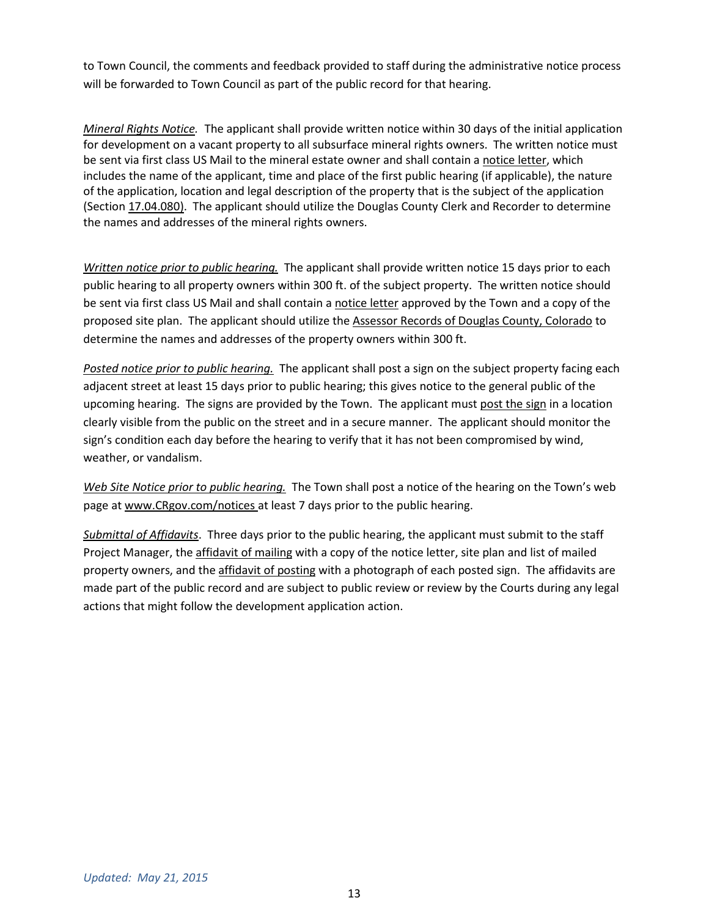to Town Council, the comments and feedback provided to staff during the administrative notice process will be forwarded to Town Council as part of the public record for that hearing.

*Mineral Rights Notice.* The applicant shall provide written notice within 30 days of the initial application for development on a vacant property to all subsurface mineral rights owners. The written notice must be sent via first class US Mail to the mineral estate owner and shall contain a notice letter, which includes the name of the applicant, time and place of the first public hearing (if applicable), the nature of the application, location and legal description of the property that is the subject of the application (Section 17.04.080). The applicant should utilize the Douglas County Clerk and Recorder to determine the names and addresses of the mineral rights owners.

*Written notice prior to public hearing.* The applicant shall provide written notice 15 days prior to each public hearing to all property owners within 300 ft. of the subject property. The written notice should be sent via first class US Mail and shall contain a notice letter approved by the Town and a copy of the proposed site plan. The applicant should utilize the Assessor Records of Douglas County, Colorado to determine the names and addresses of the property owners within 300 ft.

*Posted notice prior to public hearing.* The applicant shall post a sign on the subject property facing each adjacent street at least 15 days prior to public hearing; this gives notice to the general public of the upcoming hearing. The signs are provided by the Town. The applicant must post the sign in a location clearly visible from the public on the street and in a secure manner. The applicant should monitor the sign's condition each day before the hearing to verify that it has not been compromised by wind, weather, or vandalism.

*Web Site Notice prior to public hearing.* The Town shall post a notice of the hearing on the Town's web page at www.CRgov.com/notices at least 7 days prior to the public hearing.

*Submittal of Affidavits*. Three days prior to the public hearing, the applicant must submit to the staff Project Manager, the affidavit of mailing with a copy of the notice letter, site plan and list of mailed property owners, and the affidavit of posting with a photograph of each posted sign. The affidavits are made part of the public record and are subject to public review or review by the Courts during any legal actions that might follow the development application action.

*Updated: May 21, 2015*